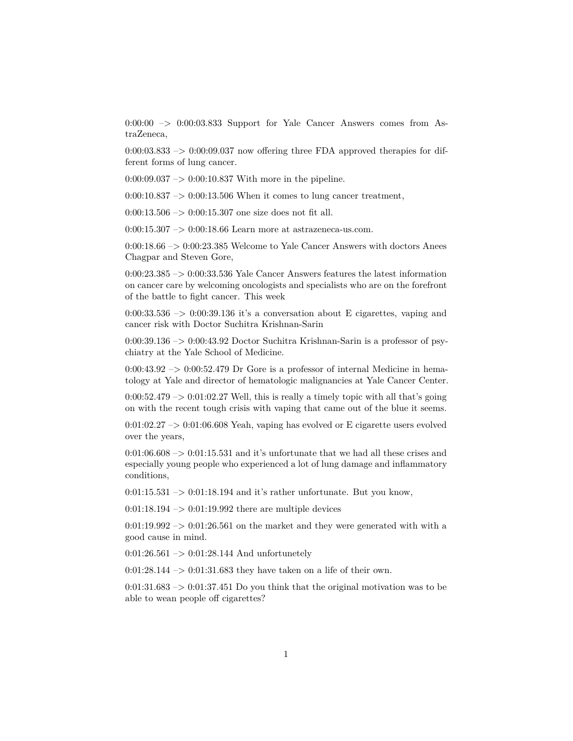0:00:00 –> 0:00:03.833 Support for Yale Cancer Answers comes from AstraZeneca,

0:00:03.833 –> 0:00:09.037 now offering three FDA approved therapies for different forms of lung cancer.

0:00:09.037 –> 0:00:10.837 With more in the pipeline.

0:00:10.837 –> 0:00:13.506 When it comes to lung cancer treatment,

0:00:13.506 –> 0:00:15.307 one size does not fit all.

0:00:15.307 –> 0:00:18.66 Learn more at astrazeneca-us.com.

0:00:18.66 –> 0:00:23.385 Welcome to Yale Cancer Answers with doctors Anees Chagpar and Steven Gore,

0:00:23.385 –> 0:00:33.536 Yale Cancer Answers features the latest information on cancer care by welcoming oncologists and specialists who are on the forefront of the battle to fight cancer. This week

0:00:33.536 –> 0:00:39.136 it's a conversation about E cigarettes, vaping and cancer risk with Doctor Suchitra Krishnan-Sarin

0:00:39.136 –> 0:00:43.92 Doctor Suchitra Krishnan-Sarin is a professor of psychiatry at the Yale School of Medicine.

0:00:43.92 –> 0:00:52.479 Dr Gore is a professor of internal Medicine in hematology at Yale and director of hematologic malignancies at Yale Cancer Center.

0:00:52.479 –> 0:01:02.27 Well, this is really a timely topic with all that's going on with the recent tough crisis with vaping that came out of the blue it seems.

0:01:02.27 –> 0:01:06.608 Yeah, vaping has evolved or E cigarette users evolved over the years,

0:01:06.608 –> 0:01:15.531 and it's unfortunate that we had all these crises and especially young people who experienced a lot of lung damage and inflammatory conditions,

0:01:15.531 –> 0:01:18.194 and it's rather unfortunate. But you know,

0:01:18.194 –> 0:01:19.992 there are multiple devices

0:01:19.992 –> 0:01:26.561 on the market and they were generated with with a good cause in mind.

0:01:26.561 –> 0:01:28.144 And unfortunetely

0:01:28.144 –> 0:01:31.683 they have taken on a life of their own.

0:01:31.683 –> 0:01:37.451 Do you think that the original motivation was to be able to wean people off cigarettes?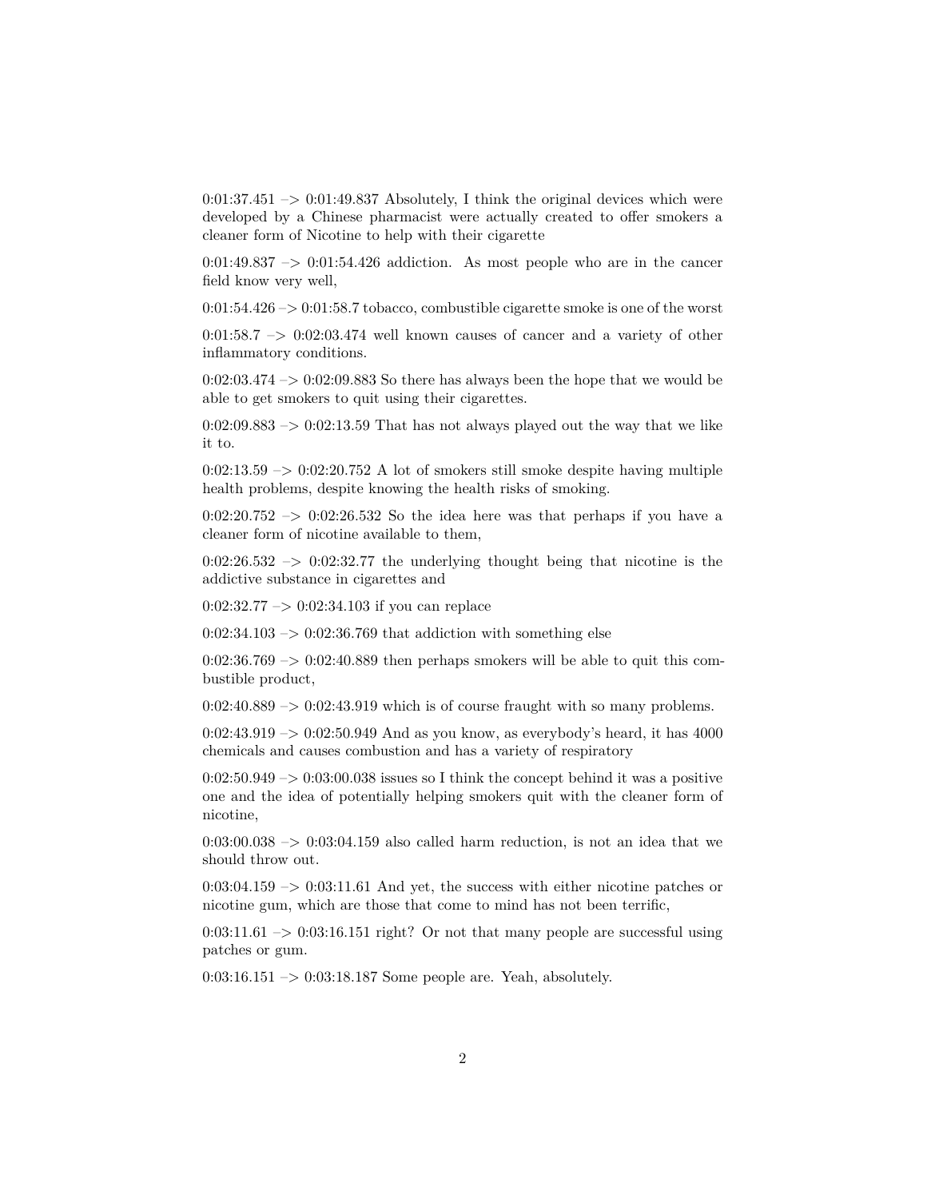0:01:37.451 –> 0:01:49.837 Absolutely, I think the original devices which were developed by a Chinese pharmacist were actually created to offer smokers a cleaner form of Nicotine to help with their cigarette

0:01:49.837 –> 0:01:54.426 addiction. As most people who are in the cancer field know very well,

0:01:54.426 –> 0:01:58.7 tobacco, combustible cigarette smoke is one of the worst

0:01:58.7 –> 0:02:03.474 well known causes of cancer and a variety of other inflammatory conditions.

0:02:03.474 –> 0:02:09.883 So there has always been the hope that we would be able to get smokers to quit using their cigarettes.

0:02:09.883 –> 0:02:13.59 That has not always played out the way that we like it to.

0:02:13.59 –> 0:02:20.752 A lot of smokers still smoke despite having multiple health problems, despite knowing the health risks of smoking.

0:02:20.752 –> 0:02:26.532 So the idea here was that perhaps if you have a cleaner form of nicotine available to them,

0:02:26.532 –> 0:02:32.77 the underlying thought being that nicotine is the addictive substance in cigarettes and

0:02:32.77 –> 0:02:34.103 if you can replace

0:02:34.103 –> 0:02:36.769 that addiction with something else

0:02:36.769 –> 0:02:40.889 then perhaps smokers will be able to quit this combustible product,

0:02:40.889 –> 0:02:43.919 which is of course fraught with so many problems.

0:02:43.919 –> 0:02:50.949 And as you know, as everybody's heard, it has 4000 chemicals and causes combustion and has a variety of respiratory

0:02:50.949 –> 0:03:00.038 issues so I think the concept behind it was a positive one and the idea of potentially helping smokers quit with the cleaner form of nicotine,

0:03:00.038 –> 0:03:04.159 also called harm reduction, is not an idea that we should throw out.

0:03:04.159 –> 0:03:11.61 And yet, the success with either nicotine patches or nicotine gum, which are those that come to mind has not been terrific,

0:03:11.61 –> 0:03:16.151 right? Or not that many people are successful using patches or gum.

0:03:16.151 –> 0:03:18.187 Some people are. Yeah, absolutely.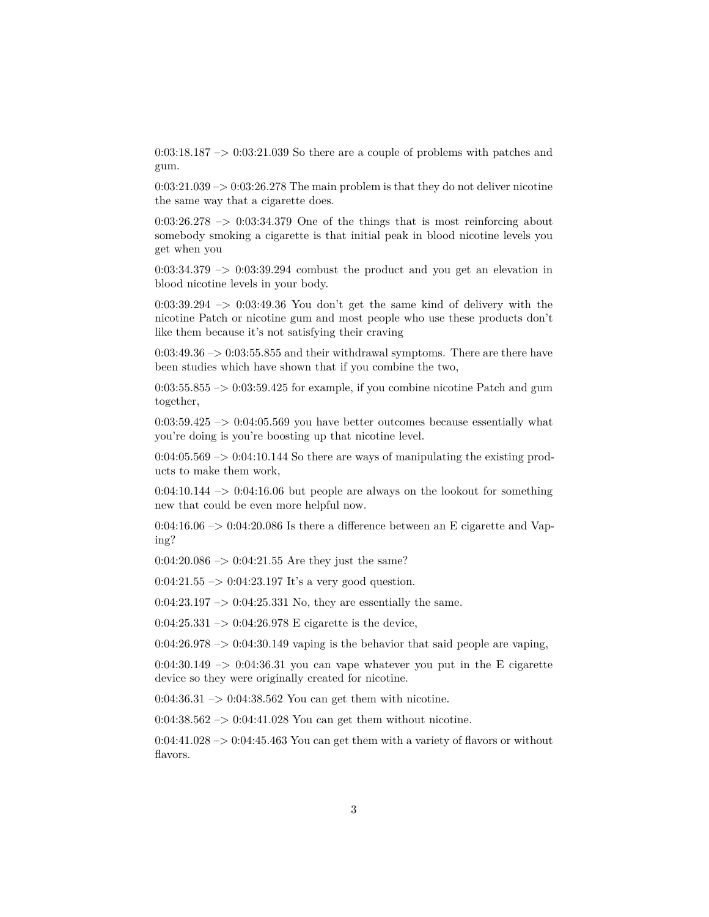0:03:18.187 –> 0:03:21.039 So there are a couple of problems with patches and gum.

0:03:21.039 –> 0:03:26.278 The main problem is that they do not deliver nicotine the same way that a cigarette does.

0:03:26.278 –> 0:03:34.379 One of the things that is most reinforcing about somebody smoking a cigarette is that initial peak in blood nicotine levels you get when you

0:03:34.379 –> 0:03:39.294 combust the product and you get an elevation in blood nicotine levels in your body.

0:03:39.294 –> 0:03:49.36 You don't get the same kind of delivery with the nicotine Patch or nicotine gum and most people who use these products don't like them because it's not satisfying their craving

0:03:49.36 –> 0:03:55.855 and their withdrawal symptoms. There are there have been studies which have shown that if you combine the two,

0:03:55.855 –> 0:03:59.425 for example, if you combine nicotine Patch and gum together,

0:03:59.425 –> 0:04:05.569 you have better outcomes because essentially what you're doing is you're boosting up that nicotine level.

0:04:05.569 –> 0:04:10.144 So there are ways of manipulating the existing products to make them work,

0:04:10.144 –> 0:04:16.06 but people are always on the lookout for something new that could be even more helpful now.

0:04:16.06 –> 0:04:20.086 Is there a difference between an E cigarette and Vaping?

0:04:20.086 –> 0:04:21.55 Are they just the same?

0:04:21.55 –> 0:04:23.197 It's a very good question.

0:04:23.197 –> 0:04:25.331 No, they are essentially the same.

0:04:25.331 –> 0:04:26.978 E cigarette is the device,

0:04:26.978 –> 0:04:30.149 vaping is the behavior that said people are vaping,

0:04:30.149 –> 0:04:36.31 you can vape whatever you put in the E cigarette device so they were originally created for nicotine.

0:04:36.31 –> 0:04:38.562 You can get them with nicotine.

0:04:38.562 –> 0:04:41.028 You can get them without nicotine.

0:04:41.028 –> 0:04:45.463 You can get them with a variety of flavors or without flavors.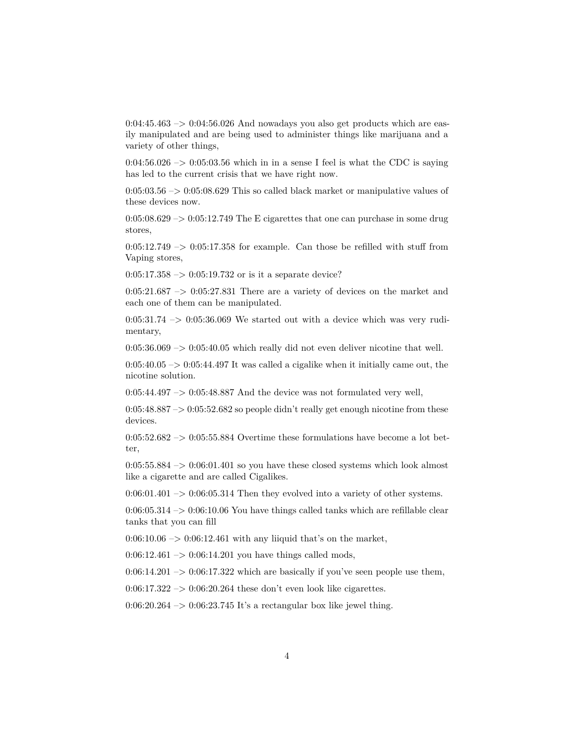0:04:45.463 –> 0:04:56.026 And nowadays you also get products which are easily manipulated and are being used to administer things like marijuana and a variety of other things,

0:04:56.026 –> 0:05:03.56 which in in a sense I feel is what the CDC is saying has led to the current crisis that we have right now.

0:05:03.56 –> 0:05:08.629 This so called black market or manipulative values of these devices now.

0:05:08.629 –> 0:05:12.749 The E cigarettes that one can purchase in some drug stores,

0:05:12.749 –> 0:05:17.358 for example. Can those be refilled with stuff from Vaping stores,

0:05:17.358 –> 0:05:19.732 or is it a separate device?

0:05:21.687 –> 0:05:27.831 There are a variety of devices on the market and each one of them can be manipulated.

0:05:31.74 –> 0:05:36.069 We started out with a device which was very rudimentary,

0:05:36.069 –> 0:05:40.05 which really did not even deliver nicotine that well.

0:05:40.05 –> 0:05:44.497 It was called a cigalike when it initially came out, the nicotine solution.

0:05:44.497 –> 0:05:48.887 And the device was not formulated very well,

0:05:48.887 –> 0:05:52.682 so people didn't really get enough nicotine from these devices.

0:05:52.682 –> 0:05:55.884 Overtime these formulations have become a lot better,

0:05:55.884 –> 0:06:01.401 so you have these closed systems which look almost like a cigarette and are called Cigalikes.

0:06:01.401 –> 0:06:05.314 Then they evolved into a variety of other systems.

0:06:05.314 –> 0:06:10.06 You have things called tanks which are refillable clear tanks that you can fill

0:06:10.06 –> 0:06:12.461 with any liiquid that's on the market,

0:06:12.461 –> 0:06:14.201 you have things called mods,

0:06:14.201 –> 0:06:17.322 which are basically if you've seen people use them,

0:06:17.322 –> 0:06:20.264 these don't even look like cigarettes.

0:06:20.264 –> 0:06:23.745 It's a rectangular box like jewel thing.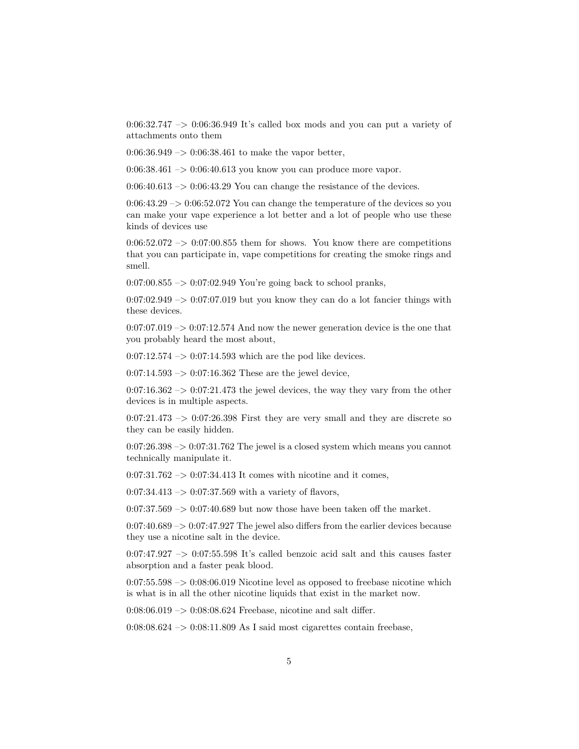0:06:32.747 –> 0:06:36.949 It's called box mods and you can put a variety of attachments onto them

0:06:36.949 –> 0:06:38.461 to make the vapor better,

0:06:38.461 –> 0:06:40.613 you know you can produce more vapor.

0:06:40.613 –> 0:06:43.29 You can change the resistance of the devices.

0:06:43.29 –> 0:06:52.072 You can change the temperature of the devices so you can make your vape experience a lot better and a lot of people who use these kinds of devices use

0:06:52.072 –> 0:07:00.855 them for shows. You know there are competitions that you can participate in, vape competitions for creating the smoke rings and smell.

0:07:00.855 –> 0:07:02.949 You're going back to school pranks,

0:07:02.949 –> 0:07:07.019 but you know they can do a lot fancier things with these devices.

0:07:07.019 –> 0:07:12.574 And now the newer generation device is the one that you probably heard the most about,

0:07:12.574 –> 0:07:14.593 which are the pod like devices.

0:07:14.593 –> 0:07:16.362 These are the jewel device,

0:07:16.362 –> 0:07:21.473 the jewel devices, the way they vary from the other devices is in multiple aspects.

0:07:21.473 –> 0:07:26.398 First they are very small and they are discrete so they can be easily hidden.

0:07:26.398 –> 0:07:31.762 The jewel is a closed system which means you cannot technically manipulate it.

0:07:31.762 –> 0:07:34.413 It comes with nicotine and it comes,

0:07:34.413 –> 0:07:37.569 with a variety of flavors,

0:07:37.569 –> 0:07:40.689 but now those have been taken off the market.

0:07:40.689 –> 0:07:47.927 The jewel also differs from the earlier devices because they use a nicotine salt in the device.

0:07:47.927 –> 0:07:55.598 It's called benzoic acid salt and this causes faster absorption and a faster peak blood.

0:07:55.598 –> 0:08:06.019 Nicotine level as opposed to freebase nicotine which is what is in all the other nicotine liquids that exist in the market now.

0:08:06.019 –> 0:08:08.624 Freebase, nicotine and salt differ.

0:08:08.624 –> 0:08:11.809 As I said most cigarettes contain freebase,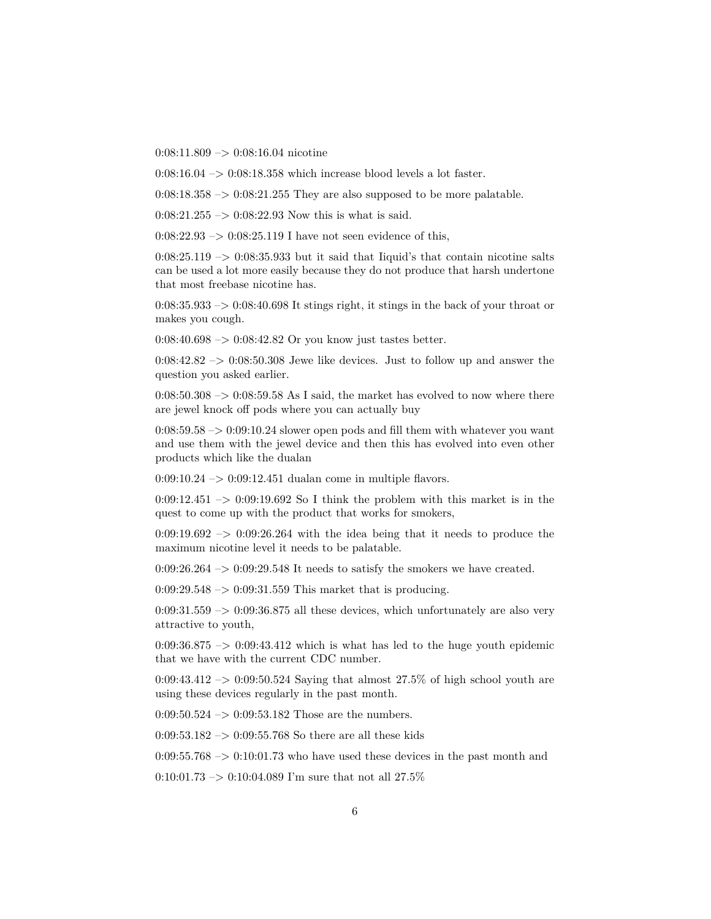0:08:11.809 –> 0:08:16.04 nicotine

0:08:16.04 –> 0:08:18.358 which increase blood levels a lot faster.

0:08:18.358 –> 0:08:21.255 They are also supposed to be more palatable.

0:08:21.255 –> 0:08:22.93 Now this is what is said.

0:08:22.93 –> 0:08:25.119 I have not seen evidence of this,

0:08:25.119 –> 0:08:35.933 but it said that Iiquid's that contain nicotine salts can be used a lot more easily because they do not produce that harsh undertone that most freebase nicotine has.

0:08:35.933 –> 0:08:40.698 It stings right, it stings in the back of your throat or makes you cough.

0:08:40.698 –> 0:08:42.82 Or you know just tastes better.

0:08:42.82 –> 0:08:50.308 Jewe like devices. Just to follow up and answer the question you asked earlier.

0:08:50.308 –> 0:08:59.58 As I said, the market has evolved to now where there are jewel knock off pods where you can actually buy

0:08:59.58 –> 0:09:10.24 slower open pods and fill them with whatever you want and use them with the jewel device and then this has evolved into even other products which like the dualan

0:09:10.24 –> 0:09:12.451 dualan come in multiple flavors.

0:09:12.451 –> 0:09:19.692 So I think the problem with this market is in the quest to come up with the product that works for smokers,

0:09:19.692 –> 0:09:26.264 with the idea being that it needs to produce the maximum nicotine level it needs to be palatable.

0:09:26.264 –> 0:09:29.548 It needs to satisfy the smokers we have created.

0:09:29.548 –> 0:09:31.559 This market that is producing.

0:09:31.559 –> 0:09:36.875 all these devices, which unfortunately are also very attractive to youth,

0:09:36.875 –> 0:09:43.412 which is what has led to the huge youth epidemic that we have with the current CDC number.

0:09:43.412 –> 0:09:50.524 Saying that almost 27.5% of high school youth are using these devices regularly in the past month.

0:09:50.524 –> 0:09:53.182 Those are the numbers.

0:09:53.182 –> 0:09:55.768 So there are all these kids

0:09:55.768 –> 0:10:01.73 who have used these devices in the past month and

0:10:01.73 –> 0:10:04.089 I'm sure that not all 27.5%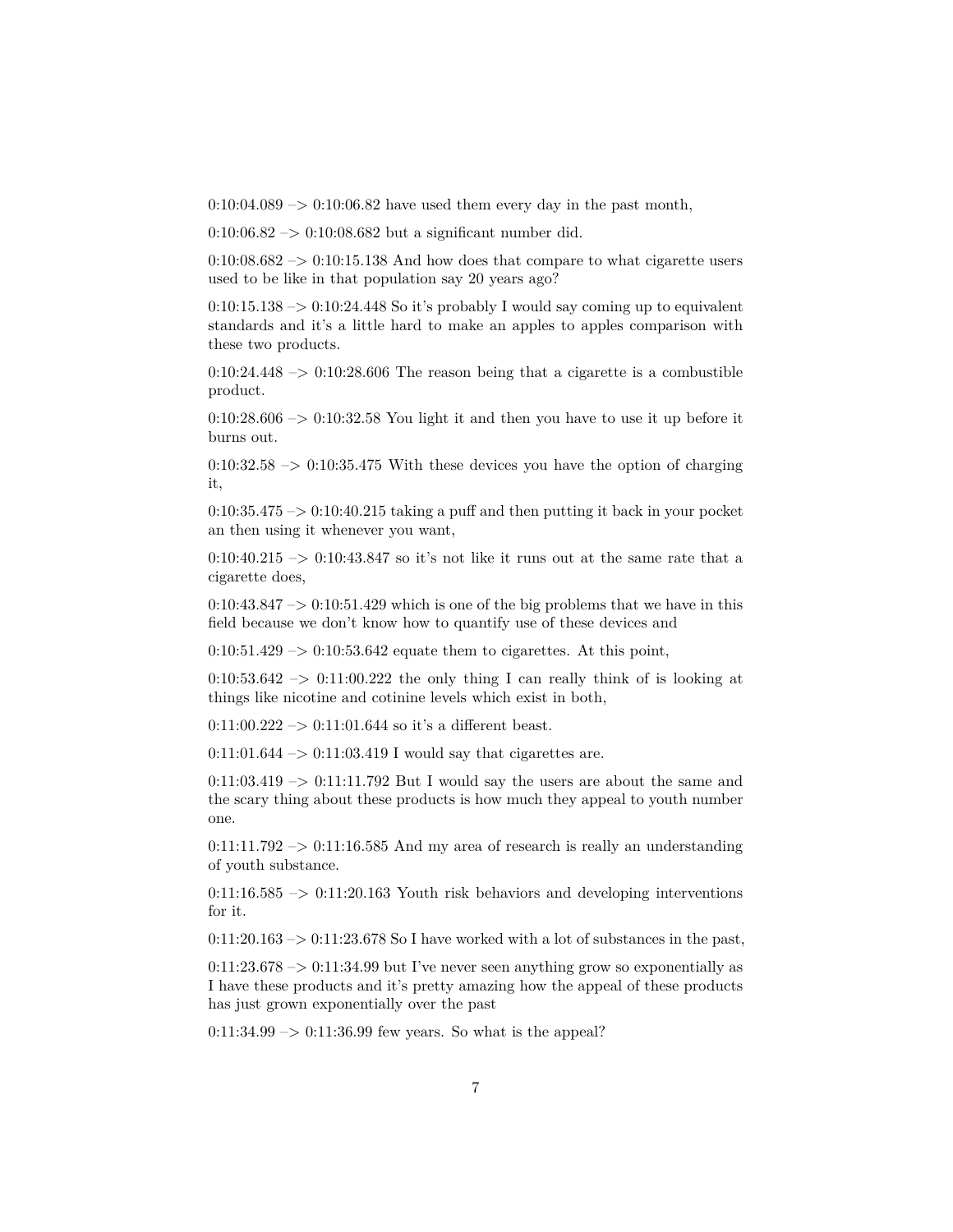0:10:04.089 –> 0:10:06.82 have used them every day in the past month,

0:10:06.82 –> 0:10:08.682 but a significant number did.

0:10:08.682 –> 0:10:15.138 And how does that compare to what cigarette users used to be like in that population say 20 years ago?

0:10:15.138 –> 0:10:24.448 So it's probably I would say coming up to equivalent standards and it's a little hard to make an apples to apples comparison with these two products.

0:10:24.448 –> 0:10:28.606 The reason being that a cigarette is a combustible product.

0:10:28.606 –> 0:10:32.58 You light it and then you have to use it up before it burns out.

0:10:32.58 –> 0:10:35.475 With these devices you have the option of charging it,

0:10:35.475 –> 0:10:40.215 taking a puff and then putting it back in your pocket an then using it whenever you want,

0:10:40.215 –> 0:10:43.847 so it's not like it runs out at the same rate that a cigarette does,

0:10:43.847 –> 0:10:51.429 which is one of the big problems that we have in this field because we don't know how to quantify use of these devices and

0:10:51.429 –> 0:10:53.642 equate them to cigarettes. At this point,

0:10:53.642 –> 0:11:00.222 the only thing I can really think of is looking at things like nicotine and cotinine levels which exist in both,

0:11:00.222 –> 0:11:01.644 so it's a different beast.

0:11:01.644 –> 0:11:03.419 I would say that cigarettes are.

0:11:03.419 –> 0:11:11.792 But I would say the users are about the same and the scary thing about these products is how much they appeal to youth number one.

0:11:11.792 –> 0:11:16.585 And my area of research is really an understanding of youth substance.

0:11:16.585 –> 0:11:20.163 Youth risk behaviors and developing interventions for it.

0:11:20.163 –> 0:11:23.678 So I have worked with a lot of substances in the past,

0:11:23.678 –> 0:11:34.99 but I've never seen anything grow so exponentially as I have these products and it's pretty amazing how the appeal of these products has just grown exponentially over the past

0:11:34.99 –> 0:11:36.99 few years. So what is the appeal?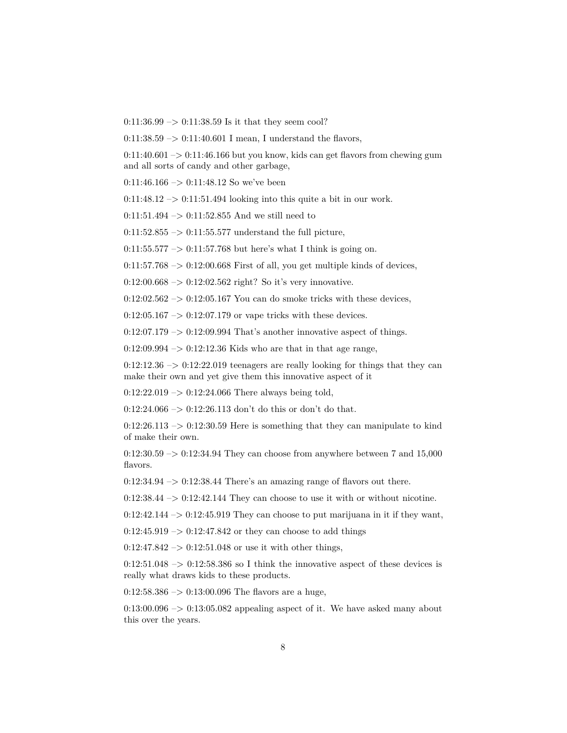0:11:36.99 –> 0:11:38.59 Is it that they seem cool?

0:11:38.59 –> 0:11:40.601 I mean, I understand the flavors,

0:11:40.601 –> 0:11:46.166 but you know, kids can get flavors from chewing gum and all sorts of candy and other garbage,

0:11:46.166 –> 0:11:48.12 So we've been

0:11:48.12 –> 0:11:51.494 looking into this quite a bit in our work.

0:11:51.494 –> 0:11:52.855 And we still need to

0:11:52.855 –> 0:11:55.577 understand the full picture,

0:11:55.577 –> 0:11:57.768 but here's what I think is going on.

0:11:57.768 –> 0:12:00.668 First of all, you get multiple kinds of devices,

0:12:00.668 –> 0:12:02.562 right? So it's very innovative.

0:12:02.562 –> 0:12:05.167 You can do smoke tricks with these devices,

0:12:05.167 –> 0:12:07.179 or vape tricks with these devices.

0:12:07.179 –> 0:12:09.994 That's another innovative aspect of things.

0:12:09.994 –> 0:12:12.36 Kids who are that in that age range,

0:12:12.36 –> 0:12:22.019 teenagers are really looking for things that they can make their own and yet give them this innovative aspect of it

0:12:22.019 –> 0:12:24.066 There always being told,

0:12:24.066 –> 0:12:26.113 don't do this or don't do that.

0:12:26.113 –> 0:12:30.59 Here is something that they can manipulate to kind of make their own.

0:12:30.59 –> 0:12:34.94 They can choose from anywhere between 7 and 15,000 flavors.

0:12:34.94 –> 0:12:38.44 There's an amazing range of flavors out there.

0:12:38.44 –> 0:12:42.144 They can choose to use it with or without nicotine.

0:12:42.144 –> 0:12:45.919 They can choose to put marijuana in it if they want,

0:12:45.919 –> 0:12:47.842 or they can choose to add things

0:12:47.842 –> 0:12:51.048 or use it with other things,

0:12:51.048 –> 0:12:58.386 so I think the innovative aspect of these devices is really what draws kids to these products.

0:12:58.386 –> 0:13:00.096 The flavors are a huge,

0:13:00.096 –> 0:13:05.082 appealing aspect of it. We have asked many about this over the years.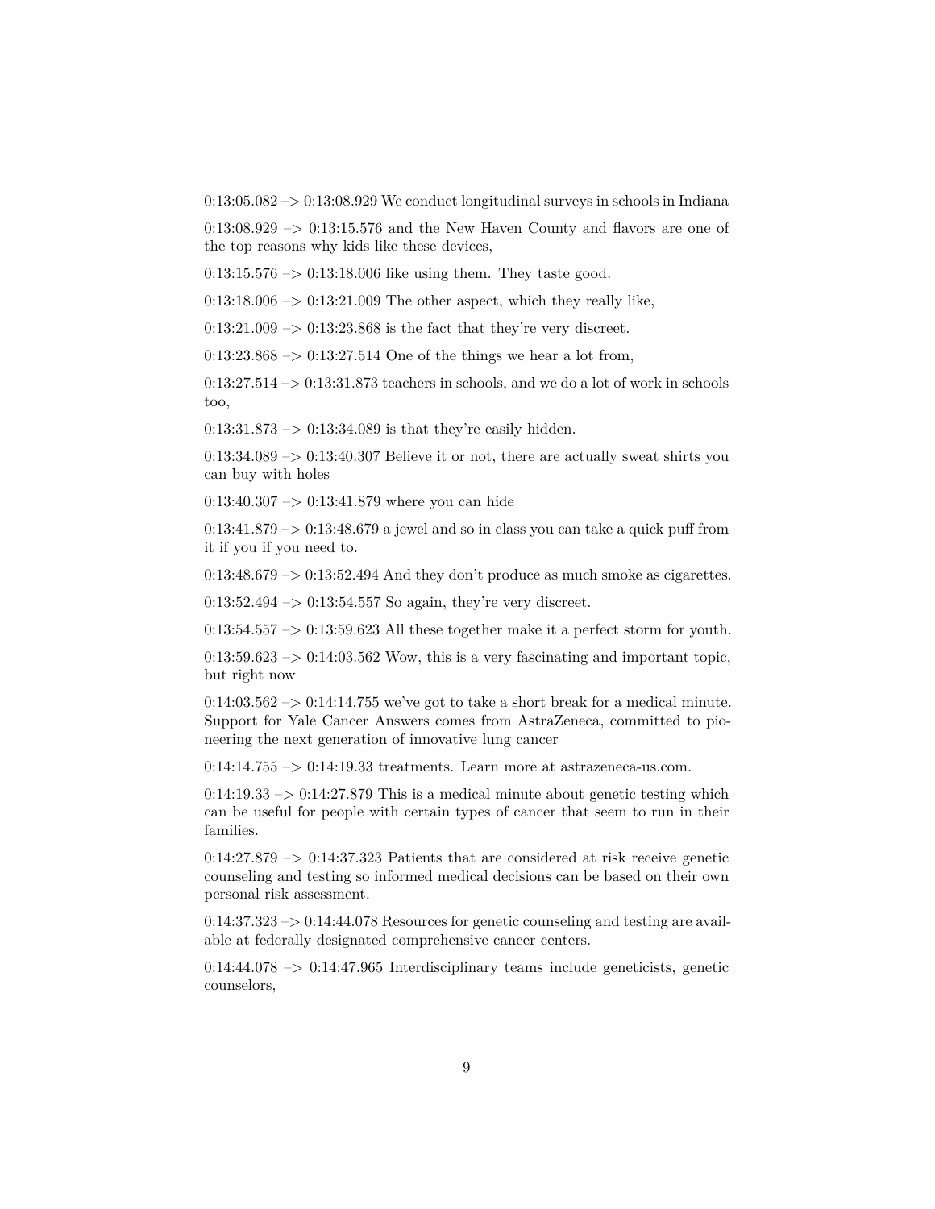0:13:05.082 –> 0:13:08.929 We conduct longitudinal surveys in schools in Indiana

0:13:08.929 –> 0:13:15.576 and the New Haven County and flavors are one of the top reasons why kids like these devices,

0:13:15.576 –> 0:13:18.006 like using them. They taste good.

0:13:18.006 –> 0:13:21.009 The other aspect, which they really like,

0:13:21.009 –> 0:13:23.868 is the fact that they're very discreet.

0:13:23.868 –> 0:13:27.514 One of the things we hear a lot from,

0:13:27.514 –> 0:13:31.873 teachers in schools, and we do a lot of work in schools too,

0:13:31.873 –> 0:13:34.089 is that they're easily hidden.

0:13:34.089 –> 0:13:40.307 Believe it or not, there are actually sweat shirts you can buy with holes

0:13:40.307 –> 0:13:41.879 where you can hide

0:13:41.879 –> 0:13:48.679 a jewel and so in class you can take a quick puff from it if you if you need to.

0:13:48.679 –> 0:13:52.494 And they don't produce as much smoke as cigarettes.

0:13:52.494 –> 0:13:54.557 So again, they're very discreet.

0:13:54.557 –> 0:13:59.623 All these together make it a perfect storm for youth.

0:13:59.623 –> 0:14:03.562 Wow, this is a very fascinating and important topic, but right now

0:14:03.562 –> 0:14:14.755 we've got to take a short break for a medical minute. Support for Yale Cancer Answers comes from AstraZeneca, committed to pioneering the next generation of innovative lung cancer

0:14:14.755 –> 0:14:19.33 treatments. Learn more at astrazeneca-us.com.

0:14:19.33 –> 0:14:27.879 This is a medical minute about genetic testing which can be useful for people with certain types of cancer that seem to run in their families.

0:14:27.879 –> 0:14:37.323 Patients that are considered at risk receive genetic counseling and testing so informed medical decisions can be based on their own personal risk assessment.

0:14:37.323 –> 0:14:44.078 Resources for genetic counseling and testing are available at federally designated comprehensive cancer centers.

0:14:44.078 –> 0:14:47.965 Interdisciplinary teams include geneticists, genetic counselors,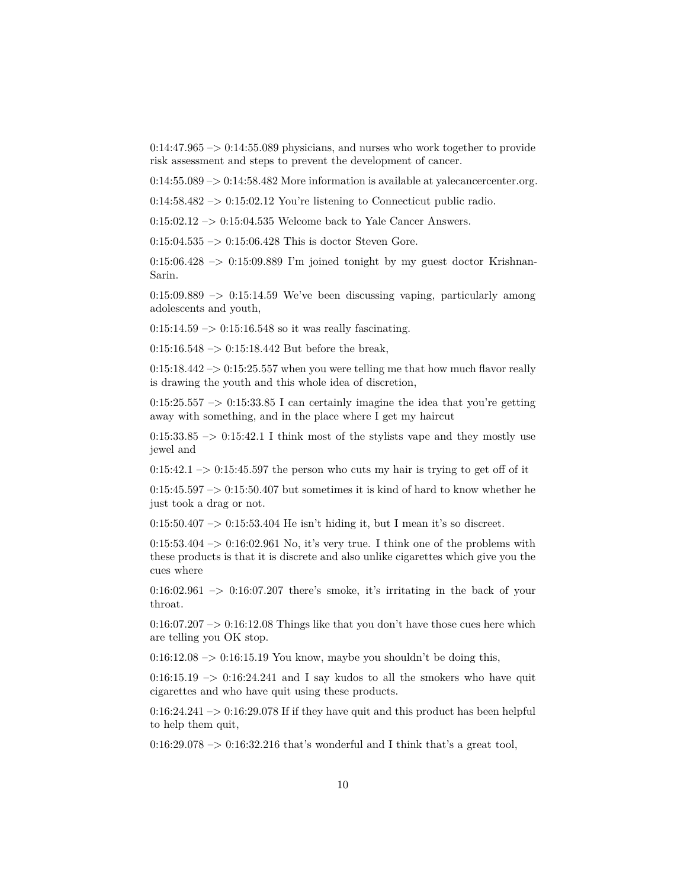0:14:47.965 –> 0:14:55.089 physicians, and nurses who work together to provide risk assessment and steps to prevent the development of cancer.

0:14:55.089 –> 0:14:58.482 More information is available at yalecancercenter.org.

0:14:58.482 –> 0:15:02.12 You're listening to Connecticut public radio.

0:15:02.12 –> 0:15:04.535 Welcome back to Yale Cancer Answers.

0:15:04.535 –> 0:15:06.428 This is doctor Steven Gore.

0:15:06.428 –> 0:15:09.889 I'm joined tonight by my guest doctor Krishnan-Sarin.

0:15:09.889 –> 0:15:14.59 We've been discussing vaping, particularly among adolescents and youth,

0:15:14.59 –> 0:15:16.548 so it was really fascinating.

0:15:16.548 –> 0:15:18.442 But before the break,

0:15:18.442 –> 0:15:25.557 when you were telling me that how much flavor really is drawing the youth and this whole idea of discretion,

0:15:25.557 –> 0:15:33.85 I can certainly imagine the idea that you're getting away with something, and in the place where I get my haircut

0:15:33.85 –> 0:15:42.1 I think most of the stylists vape and they mostly use jewel and

0:15:42.1 –> 0:15:45.597 the person who cuts my hair is trying to get off of it

0:15:45.597 –> 0:15:50.407 but sometimes it is kind of hard to know whether he just took a drag or not.

0:15:50.407 –> 0:15:53.404 He isn't hiding it, but I mean it's so discreet.

0:15:53.404 –> 0:16:02.961 No, it's very true. I think one of the problems with these products is that it is discrete and also unlike cigarettes which give you the cues where

0:16:02.961 –> 0:16:07.207 there's smoke, it's irritating in the back of your throat.

0:16:07.207 –> 0:16:12.08 Things like that you don't have those cues here which are telling you OK stop.

0:16:12.08 –> 0:16:15.19 You know, maybe you shouldn't be doing this,

0:16:15.19 –> 0:16:24.241 and I say kudos to all the smokers who have quit cigarettes and who have quit using these products.

0:16:24.241 –> 0:16:29.078 If if they have quit and this product has been helpful to help them quit,

0:16:29.078 –> 0:16:32.216 that's wonderful and I think that's a great tool,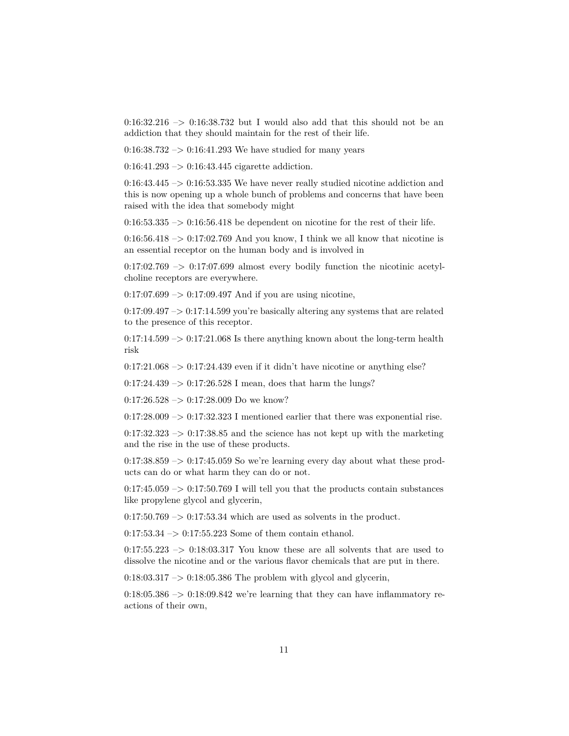0:16:32.216 –> 0:16:38.732 but I would also add that this should not be an addiction that they should maintain for the rest of their life.

0:16:38.732 –> 0:16:41.293 We have studied for many years

0:16:41.293 –> 0:16:43.445 cigarette addiction.

0:16:43.445 –> 0:16:53.335 We have never really studied nicotine addiction and this is now opening up a whole bunch of problems and concerns that have been raised with the idea that somebody might

0:16:53.335 –> 0:16:56.418 be dependent on nicotine for the rest of their life.

0:16:56.418 –> 0:17:02.769 And you know, I think we all know that nicotine is an essential receptor on the human body and is involved in

0:17:02.769 –> 0:17:07.699 almost every bodily function the nicotinic acetylcholine receptors are everywhere.

0:17:07.699 –> 0:17:09.497 And if you are using nicotine,

0:17:09.497 –> 0:17:14.599 you're basically altering any systems that are related to the presence of this receptor.

0:17:14.599 –> 0:17:21.068 Is there anything known about the long-term health risk

0:17:21.068 –> 0:17:24.439 even if it didn't have nicotine or anything else?

0:17:24.439 –> 0:17:26.528 I mean, does that harm the lungs?

0:17:26.528 –> 0:17:28.009 Do we know?

0:17:28.009 –> 0:17:32.323 I mentioned earlier that there was exponential rise.

0:17:32.323 –> 0:17:38.85 and the science has not kept up with the marketing and the rise in the use of these products.

0:17:38.859 –> 0:17:45.059 So we're learning every day about what these products can do or what harm they can do or not.

0:17:45.059 –> 0:17:50.769 I will tell you that the products contain substances like propylene glycol and glycerin,

0:17:50.769 –> 0:17:53.34 which are used as solvents in the product.

0:17:53.34 –> 0:17:55.223 Some of them contain ethanol.

0:17:55.223 –> 0:18:03.317 You know these are all solvents that are used to dissolve the nicotine and or the various flavor chemicals that are put in there.

0:18:03.317 –> 0:18:05.386 The problem with glycol and glycerin,

0:18:05.386 –> 0:18:09.842 we're learning that they can have inflammatory reactions of their own,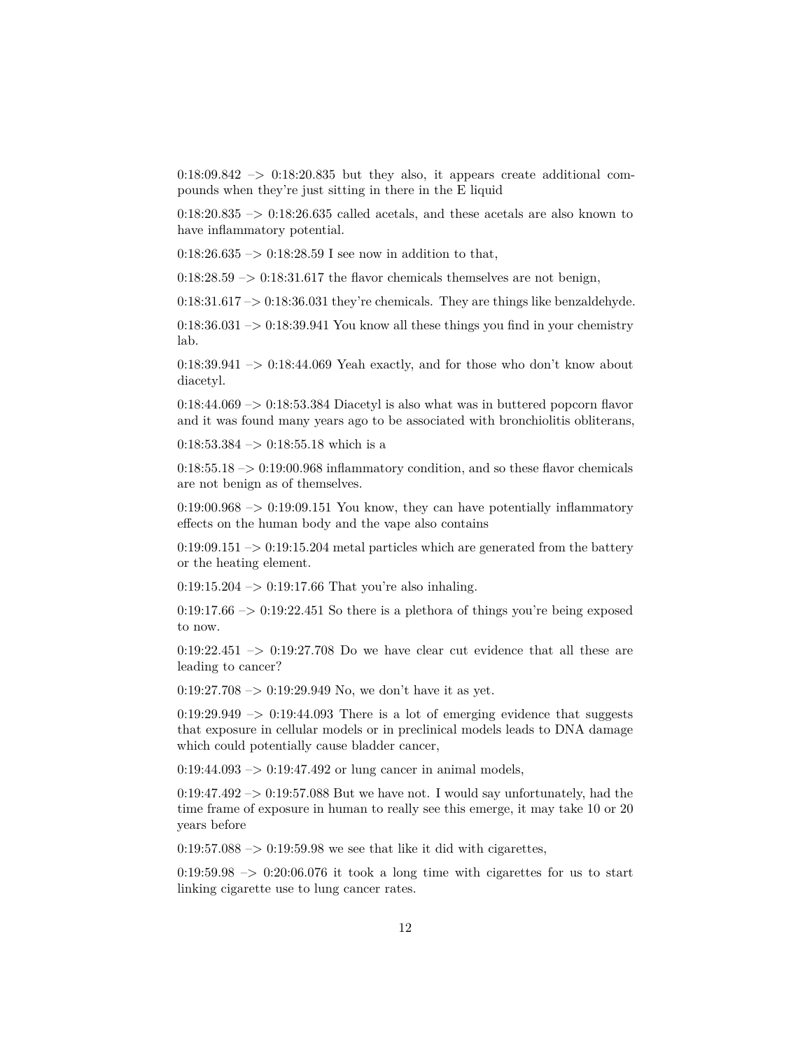0:18:09.842 –> 0:18:20.835 but they also, it appears create additional compounds when they're just sitting in there in the E liquid

0:18:20.835 –> 0:18:26.635 called acetals, and these acetals are also known to have inflammatory potential.

0:18:26.635 –> 0:18:28.59 I see now in addition to that,

0:18:28.59 –> 0:18:31.617 the flavor chemicals themselves are not benign,

0:18:31.617 –> 0:18:36.031 they're chemicals. They are things like benzaldehyde.

0:18:36.031 –> 0:18:39.941 You know all these things you find in your chemistry lab.

0:18:39.941 –> 0:18:44.069 Yeah exactly, and for those who don't know about diacetyl.

0:18:44.069 –> 0:18:53.384 Diacetyl is also what was in buttered popcorn flavor and it was found many years ago to be associated with bronchiolitis obliterans,

0:18:53.384 –> 0:18:55.18 which is a

0:18:55.18 –> 0:19:00.968 inflammatory condition, and so these flavor chemicals are not benign as of themselves.

0:19:00.968 –> 0:19:09.151 You know, they can have potentially inflammatory effects on the human body and the vape also contains

0:19:09.151 –> 0:19:15.204 metal particles which are generated from the battery or the heating element.

0:19:15.204 –> 0:19:17.66 That you're also inhaling.

0:19:17.66 –> 0:19:22.451 So there is a plethora of things you're being exposed to now.

0:19:22.451 –> 0:19:27.708 Do we have clear cut evidence that all these are leading to cancer?

0:19:27.708 –> 0:19:29.949 No, we don't have it as yet.

0:19:29.949 –> 0:19:44.093 There is a lot of emerging evidence that suggests that exposure in cellular models or in preclinical models leads to DNA damage which could potentially cause bladder cancer,

0:19:44.093 –> 0:19:47.492 or lung cancer in animal models,

0:19:47.492 –> 0:19:57.088 But we have not. I would say unfortunately, had the time frame of exposure in human to really see this emerge, it may take 10 or 20 years before

0:19:57.088 –> 0:19:59.98 we see that like it did with cigarettes,

0:19:59.98 –> 0:20:06.076 it took a long time with cigarettes for us to start linking cigarette use to lung cancer rates.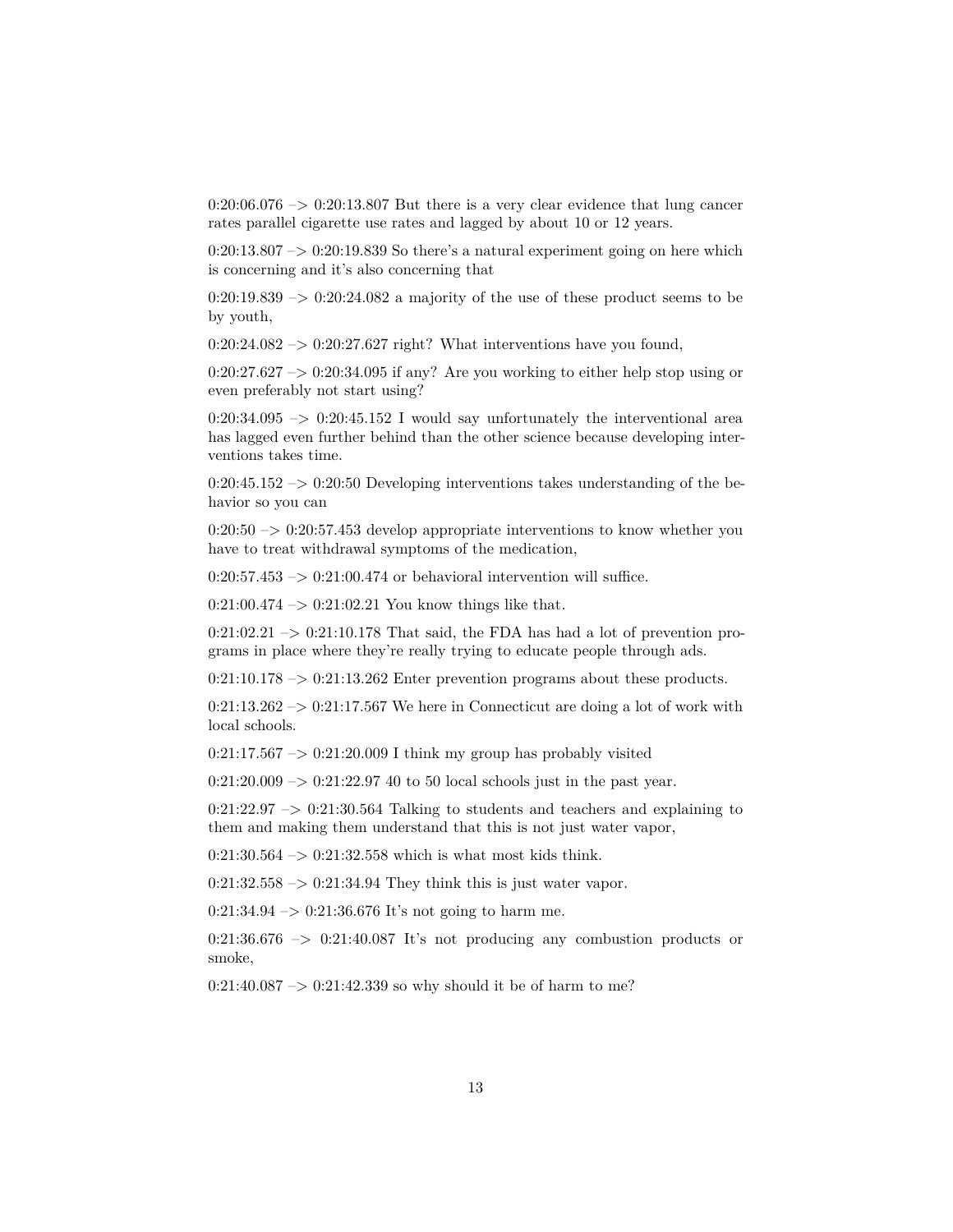0:20:06.076 –> 0:20:13.807 But there is a very clear evidence that lung cancer rates parallel cigarette use rates and lagged by about 10 or 12 years.

0:20:13.807 –> 0:20:19.839 So there's a natural experiment going on here which is concerning and it's also concerning that

0:20:19.839 –> 0:20:24.082 a majority of the use of these product seems to be by youth,

0:20:24.082 –> 0:20:27.627 right? What interventions have you found,

0:20:27.627 –> 0:20:34.095 if any? Are you working to either help stop using or even preferably not start using?

0:20:34.095 –> 0:20:45.152 I would say unfortunately the interventional area has lagged even further behind than the other science because developing interventions takes time.

0:20:45.152 –> 0:20:50 Developing interventions takes understanding of the behavior so you can

0:20:50 –> 0:20:57.453 develop appropriate interventions to know whether you have to treat withdrawal symptoms of the medication,

0:20:57.453 –> 0:21:00.474 or behavioral intervention will suffice.

0:21:00.474 –> 0:21:02.21 You know things like that.

0:21:02.21 –> 0:21:10.178 That said, the FDA has had a lot of prevention programs in place where they're really trying to educate people through ads.

0:21:10.178 –> 0:21:13.262 Enter prevention programs about these products.

0:21:13.262 –> 0:21:17.567 We here in Connecticut are doing a lot of work with local schools.

0:21:17.567 –> 0:21:20.009 I think my group has probably visited

0:21:20.009 –> 0:21:22.97 40 to 50 local schools just in the past year.

0:21:22.97 –> 0:21:30.564 Talking to students and teachers and explaining to them and making them understand that this is not just water vapor,

0:21:30.564 –> 0:21:32.558 which is what most kids think.

0:21:32.558 –> 0:21:34.94 They think this is just water vapor.

0:21:34.94 –> 0:21:36.676 It's not going to harm me.

0:21:36.676 –> 0:21:40.087 It's not producing any combustion products or smoke,

0:21:40.087 –> 0:21:42.339 so why should it be of harm to me?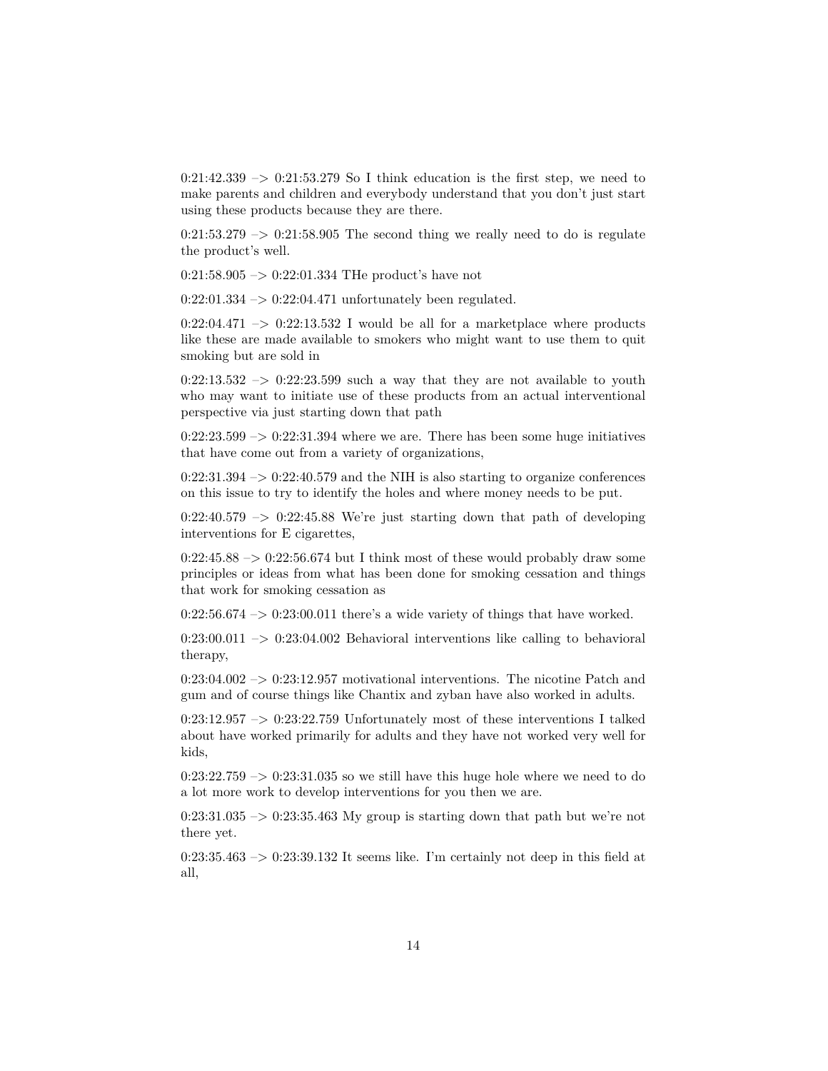0:21:42.339 –> 0:21:53.279 So I think education is the first step, we need to make parents and children and everybody understand that you don't just start using these products because they are there.

0:21:53.279 –> 0:21:58.905 The second thing we really need to do is regulate the product's well.

0:21:58.905 –> 0:22:01.334 THe product's have not

0:22:01.334 –> 0:22:04.471 unfortunately been regulated.

0:22:04.471 –> 0:22:13.532 I would be all for a marketplace where products like these are made available to smokers who might want to use them to quit smoking but are sold in

0:22:13.532 –> 0:22:23.599 such a way that they are not available to youth who may want to initiate use of these products from an actual interventional perspective via just starting down that path

0:22:23.599 –> 0:22:31.394 where we are. There has been some huge initiatives that have come out from a variety of organizations,

0:22:31.394 –> 0:22:40.579 and the NIH is also starting to organize conferences on this issue to try to identify the holes and where money needs to be put.

0:22:40.579 –> 0:22:45.88 We're just starting down that path of developing interventions for E cigarettes,

0:22:45.88 –> 0:22:56.674 but I think most of these would probably draw some principles or ideas from what has been done for smoking cessation and things that work for smoking cessation as

0:22:56.674 –> 0:23:00.011 there's a wide variety of things that have worked.

0:23:00.011 –> 0:23:04.002 Behavioral interventions like calling to behavioral therapy,

0:23:04.002 –> 0:23:12.957 motivational interventions. The nicotine Patch and gum and of course things like Chantix and zyban have also worked in adults.

0:23:12.957 –> 0:23:22.759 Unfortunately most of these interventions I talked about have worked primarily for adults and they have not worked very well for kids,

0:23:22.759 –> 0:23:31.035 so we still have this huge hole where we need to do a lot more work to develop interventions for you then we are.

0:23:31.035 –> 0:23:35.463 My group is starting down that path but we're not there yet.

0:23:35.463 –> 0:23:39.132 It seems like. I'm certainly not deep in this field at all,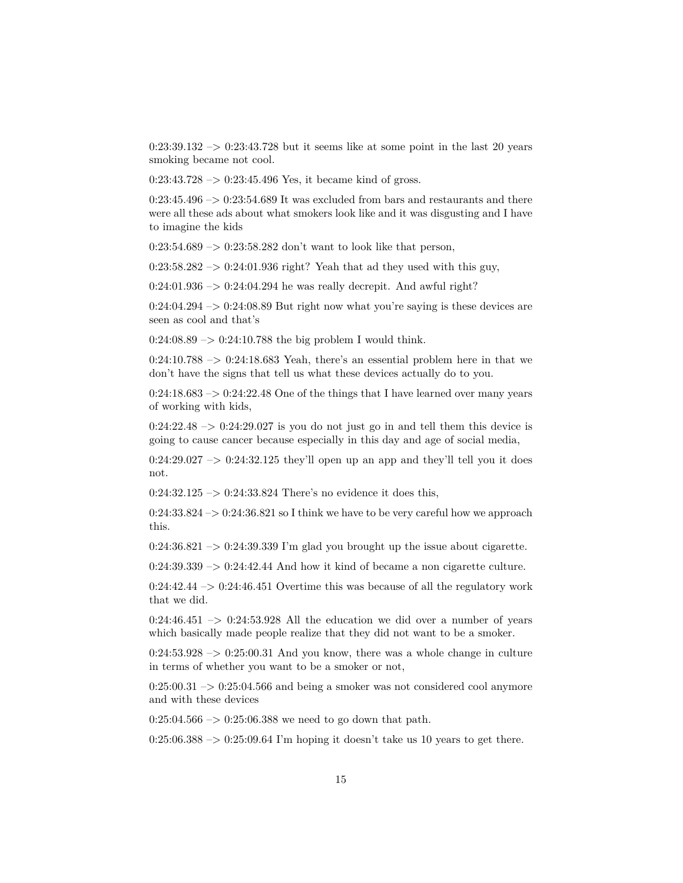0:23:39.132 –> 0:23:43.728 but it seems like at some point in the last 20 years smoking became not cool.

0:23:43.728 –> 0:23:45.496 Yes, it became kind of gross.

0:23:45.496 –> 0:23:54.689 It was excluded from bars and restaurants and there were all these ads about what smokers look like and it was disgusting and I have to imagine the kids

0:23:54.689 –> 0:23:58.282 don't want to look like that person,

0:23:58.282 –> 0:24:01.936 right? Yeah that ad they used with this guy,

0:24:01.936 –> 0:24:04.294 he was really decrepit. And awful right?

0:24:04.294 –> 0:24:08.89 But right now what you're saying is these devices are seen as cool and that's

0:24:08.89 –> 0:24:10.788 the big problem I would think.

0:24:10.788 –> 0:24:18.683 Yeah, there's an essential problem here in that we don't have the signs that tell us what these devices actually do to you.

0:24:18.683 –> 0:24:22.48 One of the things that I have learned over many years of working with kids,

0:24:22.48 –> 0:24:29.027 is you do not just go in and tell them this device is going to cause cancer because especially in this day and age of social media,

0:24:29.027 –> 0:24:32.125 they'll open up an app and they'll tell you it does not.

0:24:32.125 –> 0:24:33.824 There's no evidence it does this,

0:24:33.824 –> 0:24:36.821 so I think we have to be very careful how we approach this.

0:24:36.821 –> 0:24:39.339 I'm glad you brought up the issue about cigarette.

0:24:39.339 –> 0:24:42.44 And how it kind of became a non cigarette culture.

0:24:42.44 –> 0:24:46.451 Overtime this was because of all the regulatory work that we did.

0:24:46.451 –> 0:24:53.928 All the education we did over a number of years which basically made people realize that they did not want to be a smoker.

0:24:53.928 –> 0:25:00.31 And you know, there was a whole change in culture in terms of whether you want to be a smoker or not,

0:25:00.31 –> 0:25:04.566 and being a smoker was not considered cool anymore and with these devices

0:25:04.566 –> 0:25:06.388 we need to go down that path.

0:25:06.388 –> 0:25:09.64 I'm hoping it doesn't take us 10 years to get there.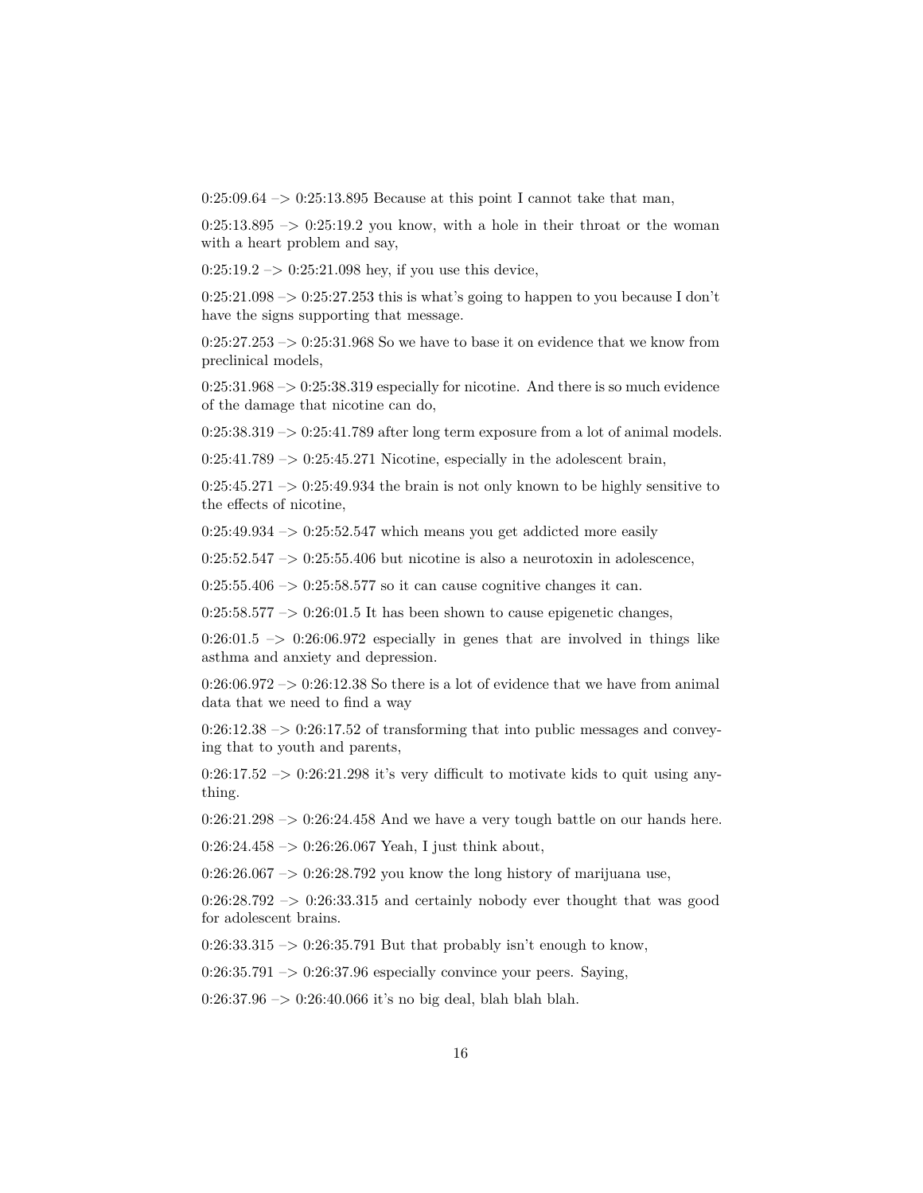0:25:09.64 –> 0:25:13.895 Because at this point I cannot take that man,

0:25:13.895 –> 0:25:19.2 you know, with a hole in their throat or the woman with a heart problem and say,

0:25:19.2 –> 0:25:21.098 hey, if you use this device,

0:25:21.098 –> 0:25:27.253 this is what's going to happen to you because I don't have the signs supporting that message.

0:25:27.253 –> 0:25:31.968 So we have to base it on evidence that we know from preclinical models,

0:25:31.968 –> 0:25:38.319 especially for nicotine. And there is so much evidence of the damage that nicotine can do,

0:25:38.319 –> 0:25:41.789 after long term exposure from a lot of animal models.

0:25:41.789 –> 0:25:45.271 Nicotine, especially in the adolescent brain,

0:25:45.271 –> 0:25:49.934 the brain is not only known to be highly sensitive to the effects of nicotine,

0:25:49.934 –> 0:25:52.547 which means you get addicted more easily

0:25:52.547 –> 0:25:55.406 but nicotine is also a neurotoxin in adolescence,

0:25:55.406 –> 0:25:58.577 so it can cause cognitive changes it can.

0:25:58.577 –> 0:26:01.5 It has been shown to cause epigenetic changes,

0:26:01.5 –> 0:26:06.972 especially in genes that are involved in things like asthma and anxiety and depression.

0:26:06.972 –> 0:26:12.38 So there is a lot of evidence that we have from animal data that we need to find a way

0:26:12.38 –> 0:26:17.52 of transforming that into public messages and conveying that to youth and parents,

0:26:17.52 –> 0:26:21.298 it's very difficult to motivate kids to quit using anything.

0:26:21.298 –> 0:26:24.458 And we have a very tough battle on our hands here.

0:26:24.458 –> 0:26:26.067 Yeah, I just think about,

0:26:26.067 –> 0:26:28.792 you know the long history of marijuana use,

0:26:28.792 –> 0:26:33.315 and certainly nobody ever thought that was good for adolescent brains.

0:26:33.315 –> 0:26:35.791 But that probably isn't enough to know,

0:26:35.791 –> 0:26:37.96 especially convince your peers. Saying,

0:26:37.96 –> 0:26:40.066 it's no big deal, blah blah blah.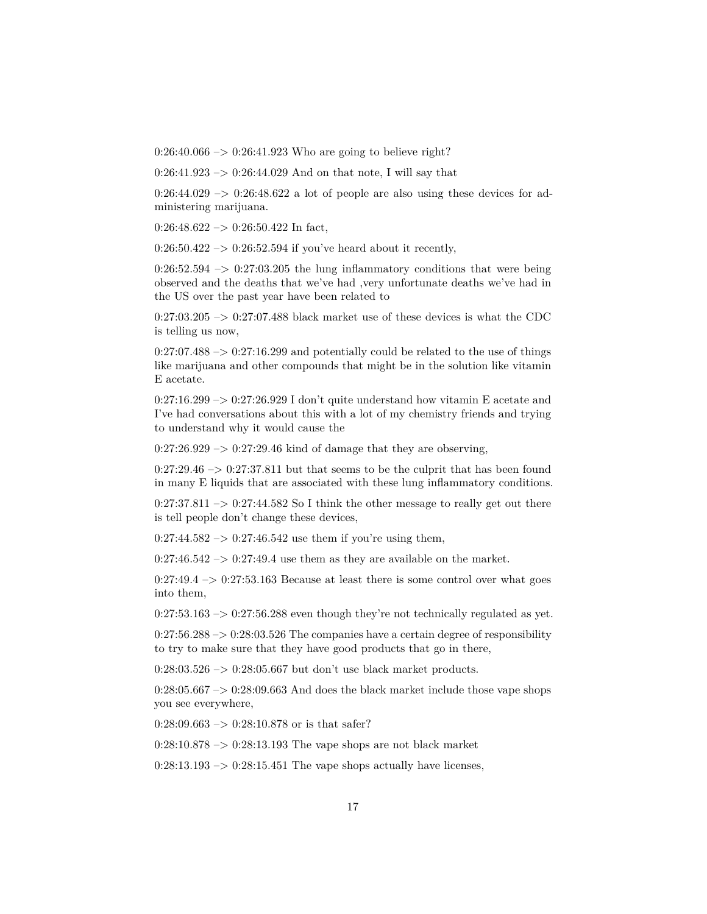0:26:40.066 –> 0:26:41.923 Who are going to believe right?

0:26:41.923 –> 0:26:44.029 And on that note, I will say that

0:26:44.029 –> 0:26:48.622 a lot of people are also using these devices for administering marijuana.

0:26:48.622 –> 0:26:50.422 In fact,

0:26:50.422 –> 0:26:52.594 if you've heard about it recently,

0:26:52.594 –> 0:27:03.205 the lung inflammatory conditions that were being observed and the deaths that we've had ,very unfortunate deaths we've had in the US over the past year have been related to

0:27:03.205 –> 0:27:07.488 black market use of these devices is what the CDC is telling us now,

0:27:07.488 –> 0:27:16.299 and potentially could be related to the use of things like marijuana and other compounds that might be in the solution like vitamin E acetate.

0:27:16.299 –> 0:27:26.929 I don't quite understand how vitamin E acetate and I've had conversations about this with a lot of my chemistry friends and trying to understand why it would cause the

0:27:26.929 –> 0:27:29.46 kind of damage that they are observing,

0:27:29.46 –> 0:27:37.811 but that seems to be the culprit that has been found in many E liquids that are associated with these lung inflammatory conditions.

0:27:37.811 –> 0:27:44.582 So I think the other message to really get out there is tell people don't change these devices,

0:27:44.582 –> 0:27:46.542 use them if you're using them,

0:27:46.542 –> 0:27:49.4 use them as they are available on the market.

0:27:49.4 –> 0:27:53.163 Because at least there is some control over what goes into them,

0:27:53.163 –> 0:27:56.288 even though they're not technically regulated as yet.

0:27:56.288 –> 0:28:03.526 The companies have a certain degree of responsibility to try to make sure that they have good products that go in there,

0:28:03.526 –> 0:28:05.667 but don't use black market products.

0:28:05.667 –> 0:28:09.663 And does the black market include those vape shops you see everywhere,

0:28:09.663 –> 0:28:10.878 or is that safer?

0:28:10.878 –> 0:28:13.193 The vape shops are not black market

0:28:13.193 –> 0:28:15.451 The vape shops actually have licenses,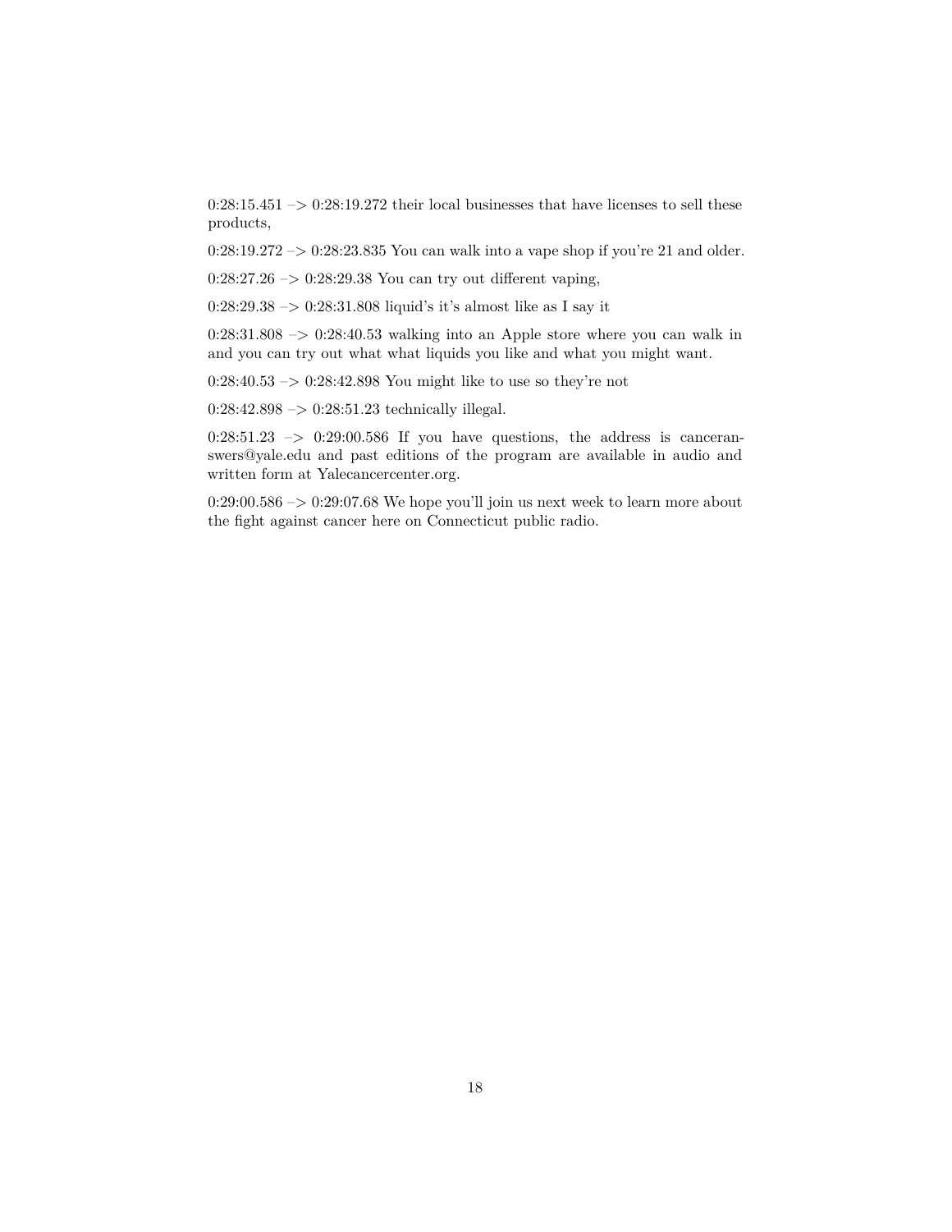0:28:15.451 –> 0:28:19.272 their local businesses that have licenses to sell these products,

0:28:19.272 –> 0:28:23.835 You can walk into a vape shop if you're 21 and older.

0:28:27.26 –> 0:28:29.38 You can try out different vaping,

0:28:29.38 –> 0:28:31.808 liquid's it's almost like as I say it

0:28:31.808 –> 0:28:40.53 walking into an Apple store where you can walk in and you can try out what what liquids you like and what you might want.

0:28:40.53 –> 0:28:42.898 You might like to use so they're not

0:28:42.898 –> 0:28:51.23 technically illegal.

0:28:51.23 –> 0:29:00.586 If you have questions, the address is canceranswers@yale.edu and past editions of the program are available in audio and written form at Yalecancercenter.org.

0:29:00.586 –> 0:29:07.68 We hope you'll join us next week to learn more about the fight against cancer here on Connecticut public radio.